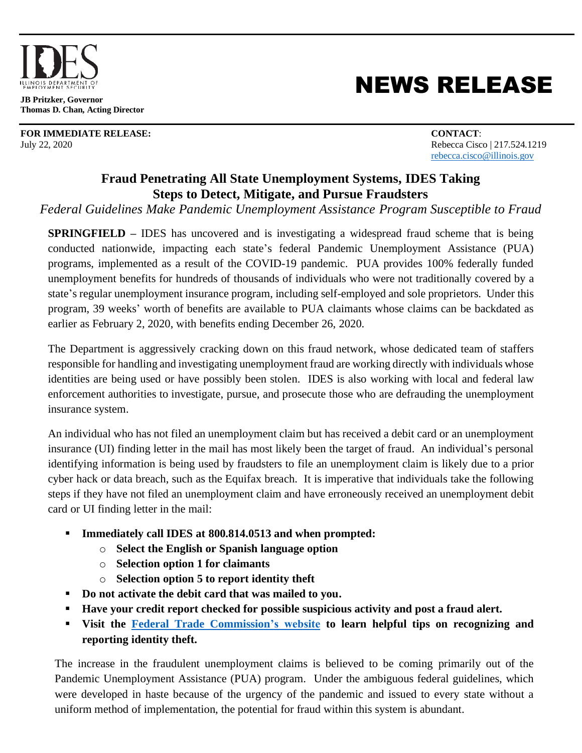ILLINOIS DEPARTMENT OF EMPLOYMENT SECURITY

**JB Pritzker, Governor**
**Thomas D. Chan, Acting Director**

# NEWS RELEASE

**FOR IMMEDIATE RELEASE:**
July 22, 2020

**CONTACT**:
Rebecca Cisco | 217.524.1219
rebecca.cisco@illinois.gov

## Fraud Penetrating All State Unemployment Systems, IDES Taking Steps to Detect, Mitigate, and Pursue Fraudsters

*Federal Guidelines Make Pandemic Unemployment Assistance Program Susceptible to Fraud*

**SPRINGFIELD –** IDES has uncovered and is investigating a widespread fraud scheme that is being conducted nationwide, impacting each state's federal Pandemic Unemployment Assistance (PUA) programs, implemented as a result of the COVID-19 pandemic. PUA provides 100% federally funded unemployment benefits for hundreds of thousands of individuals who were not traditionally covered by a state's regular unemployment insurance program, including self-employed and sole proprietors. Under this program, 39 weeks' worth of benefits are available to PUA claimants whose claims can be backdated as earlier as February 2, 2020, with benefits ending December 26, 2020.

The Department is aggressively cracking down on this fraud network, whose dedicated team of staffers responsible for handling and investigating unemployment fraud are working directly with individuals whose identities are being used or have possibly been stolen. IDES is also working with local and federal law enforcement authorities to investigate, pursue, and prosecute those who are defrauding the unemployment insurance system.

An individual who has not filed an unemployment claim but has received a debit card or an unemployment insurance (UI) finding letter in the mail has most likely been the target of fraud. An individual's personal identifying information is being used by fraudsters to file an unemployment claim is likely due to a prior cyber hack or data breach, such as the Equifax breach. It is imperative that individuals take the following steps if they have not filed an unemployment claim and have erroneously received an unemployment debit card or UI finding letter in the mail:

- **Immediately call IDES at 800.814.0513 and when prompted:**
  - **Select the English or Spanish language option**
  - **Selection option 1 for claimants**
  - **Selection option 5 to report identity theft**
- **Do not activate the debit card that was mailed to you.**
- **Have your credit report checked for possible suspicious activity and post a fraud alert.**
- **Visit the Federal Trade Commission's website to learn helpful tips on recognizing and reporting identity theft.**

The increase in the fraudulent unemployment claims is believed to be coming primarily out of the Pandemic Unemployment Assistance (PUA) program. Under the ambiguous federal guidelines, which were developed in haste because of the urgency of the pandemic and issued to every state without a uniform method of implementation, the potential for fraud within this system is abundant.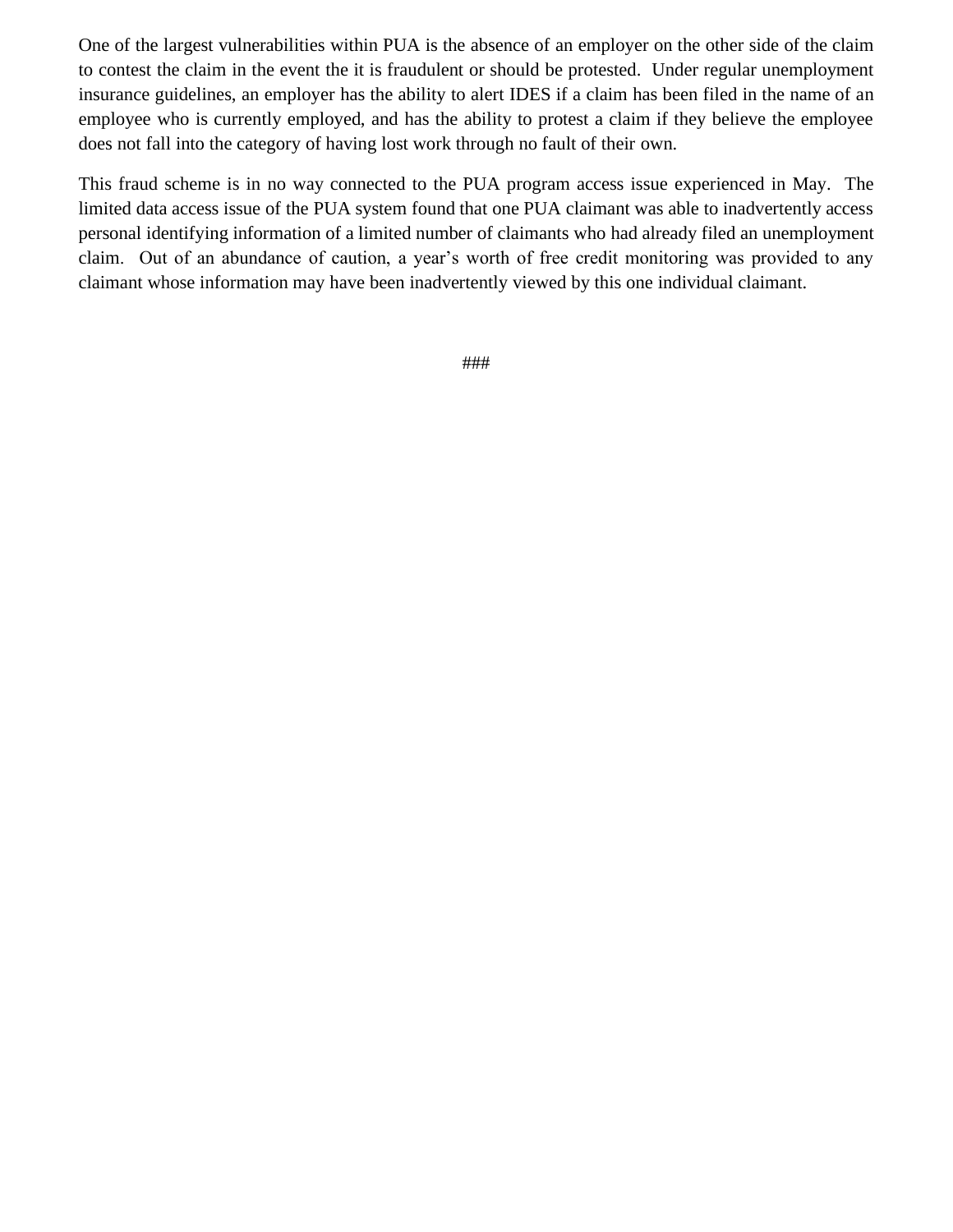One of the largest vulnerabilities within PUA is the absence of an employer on the other side of the claim to contest the claim in the event the it is fraudulent or should be protested. Under regular unemployment insurance guidelines, an employer has the ability to alert IDES if a claim has been filed in the name of an employee who is currently employed, and has the ability to protest a claim if they believe the employee does not fall into the category of having lost work through no fault of their own.

This fraud scheme is in no way connected to the PUA program access issue experienced in May. The limited data access issue of the PUA system found that one PUA claimant was able to inadvertently access personal identifying information of a limited number of claimants who had already filed an unemployment claim. Out of an abundance of caution, a year's worth of free credit monitoring was provided to any claimant whose information may have been inadvertently viewed by this one individual claimant.

###